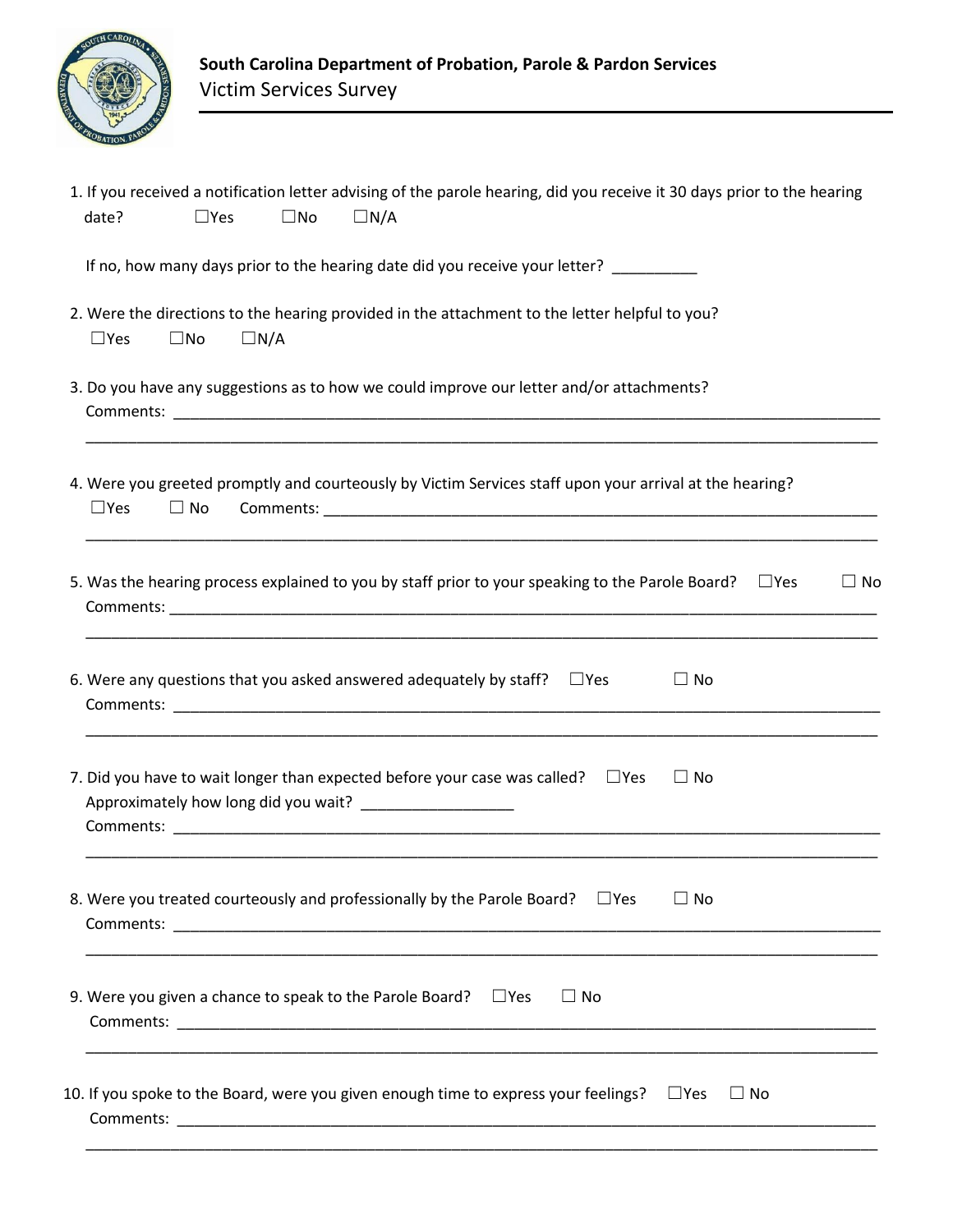**South Carolina Department of Probation, Parole & Pardon Services**

# Victim Services Survey

1. If you received a notification letter advising of the parole hearing, did you receive it 30 days prior to the hearing date? ☐Yes ☐No ☐N/A

   If no, how many days prior to the hearing date did you receive your letter? __________

2. Were the directions to the hearing provided in the attachment to the letter helpful to you?
   ☐Yes ☐No ☐N/A

3. Do you have any suggestions as to how we could improve our letter and/or attachments?
   Comments: ______________________________________________________________________________________
   ______________________________________________________________________________________________

4. Were you greeted promptly and courteously by Victim Services staff upon your arrival at the hearing?
   ☐Yes ☐ No Comments: ____________________________________________________________________
   ______________________________________________________________________________________________

5. Was the hearing process explained to you by staff prior to your speaking to the Parole Board? ☐Yes ☐ No
   Comments: ______________________________________________________________________________________
   ______________________________________________________________________________________________

6. Were any questions that you asked answered adequately by staff? ☐Yes ☐ No
   Comments: ______________________________________________________________________________________
   ______________________________________________________________________________________________

7. Did you have to wait longer than expected before your case was called? ☐Yes ☐ No
   Approximately how long did you wait? _________________
   Comments: ______________________________________________________________________________________
   ______________________________________________________________________________________________

8. Were you treated courteously and professionally by the Parole Board? ☐Yes ☐ No
   Comments: ______________________________________________________________________________________
   ______________________________________________________________________________________________

9. Were you given a chance to speak to the Parole Board? ☐Yes ☐ No
   Comments: ______________________________________________________________________________________
   ______________________________________________________________________________________________

10. If you spoke to the Board, were you given enough time to express your feelings? ☐Yes ☐ No
    Comments: ______________________________________________________________________________________
    ______________________________________________________________________________________________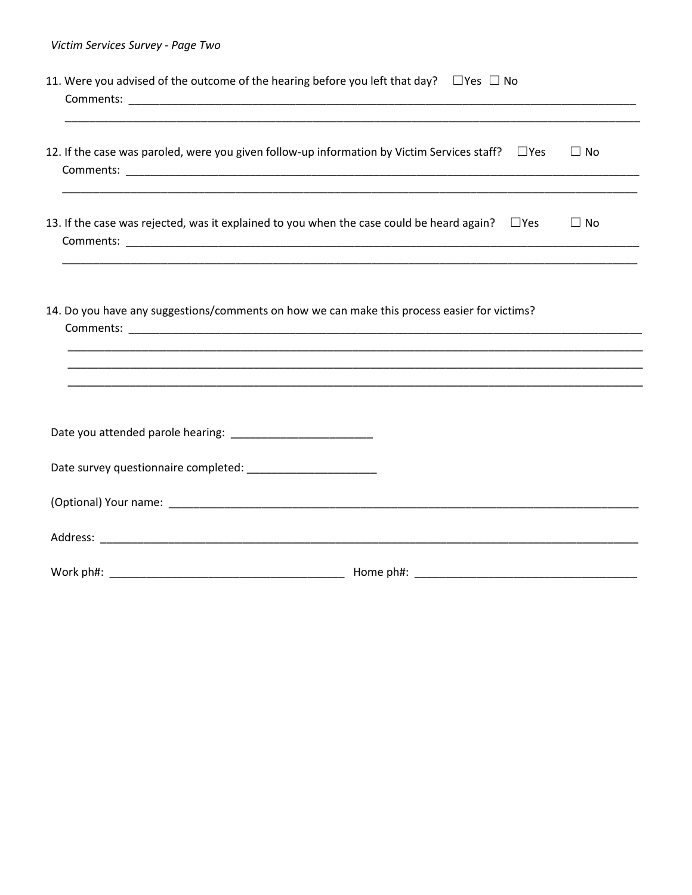11. Were you advised of the outcome of the hearing before you left that day? ☐Yes ☐ No
    Comments: ______________________________________________________________________________
    ______________________________________________________________________________

12. If the case was paroled, were you given follow-up information by Victim Services staff? ☐Yes ☐ No
    Comments: ______________________________________________________________________________
    ______________________________________________________________________________

13. If the case was rejected, was it explained to you when the case could be heard again? ☐Yes ☐ No
    Comments: ______________________________________________________________________________
    ______________________________________________________________________________

14. Do you have any suggestions/comments on how we can make this process easier for victims?
    Comments: ______________________________________________________________________________
    ______________________________________________________________________________
    ______________________________________________________________________________
    ______________________________________________________________________________

Date you attended parole hearing: _______________________

Date survey questionnaire completed: _____________________

(Optional) Your name: ______________________________________________________________________________

Address: ______________________________________________________________________________

Work ph#: ______________________________________ Home ph#: ____________________________________